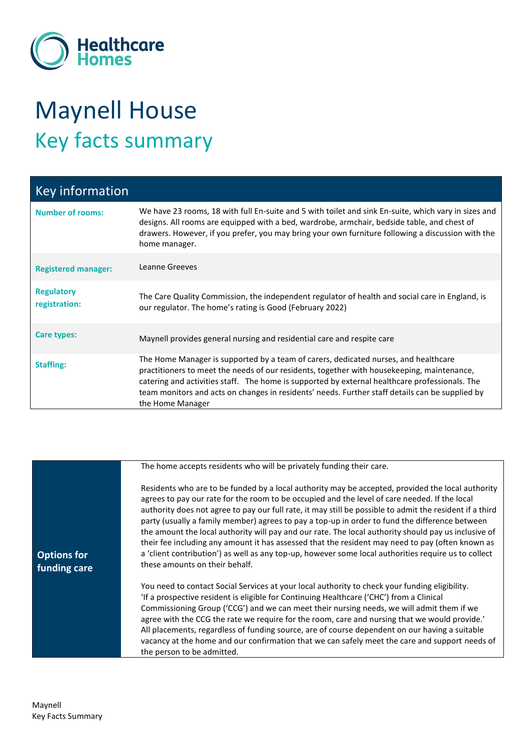Healthcare Homes

# Maynell House

## Key facts summary

| Key information | |
|---|---|
| **Number of rooms:** | We have 23 rooms, 18 with full En-suite and 5 with toilet and sink En-suite, which vary in sizes and designs. All rooms are equipped with a bed, wardrobe, armchair, bedside table, and chest of drawers. However, if you prefer, you may bring your own furniture following a discussion with the home manager. |
| **Registered manager:** | Leanne Greeves |
| **Regulatory registration:** | The Care Quality Commission, the independent regulator of health and social care in England, is our regulator. The home's rating is Good (February 2022) |
| **Care types:** | Maynell provides general nursing and residential care and respite care |
| **Staffing:** | The Home Manager is supported by a team of carers, dedicated nurses, and healthcare practitioners to meet the needs of our residents, together with housekeeping, maintenance, catering and activities staff. The home is supported by external healthcare professionals. The team monitors and acts on changes in residents' needs. Further staff details can be supplied by the Home Manager |

| **Options for funding care** | |
|---|---|
| | The home accepts residents who will be privately funding their care.<br><br>Residents who are to be funded by a local authority may be accepted, provided the local authority agrees to pay our rate for the room to be occupied and the level of care needed. If the local authority does not agree to pay our full rate, it may still be possible to admit the resident if a third party (usually a family member) agrees to pay a top-up in order to fund the difference between the amount the local authority will pay and our rate. The local authority should pay us inclusive of their fee including any amount it has assessed that the resident may need to pay (often known as a 'client contribution') as well as any top-up, however some local authorities require us to collect these amounts on their behalf.<br><br>You need to contact Social Services at your local authority to check your funding eligibility. 'If a prospective resident is eligible for Continuing Healthcare ('CHC') from a Clinical Commissioning Group ('CCG') and we can meet their nursing needs, we will admit them if we agree with the CCG the rate we require for the room, care and nursing that we would provide.' All placements, regardless of funding source, are of course dependent on our having a suitable vacancy at the home and our confirmation that we can safely meet the care and support needs of the person to be admitted. |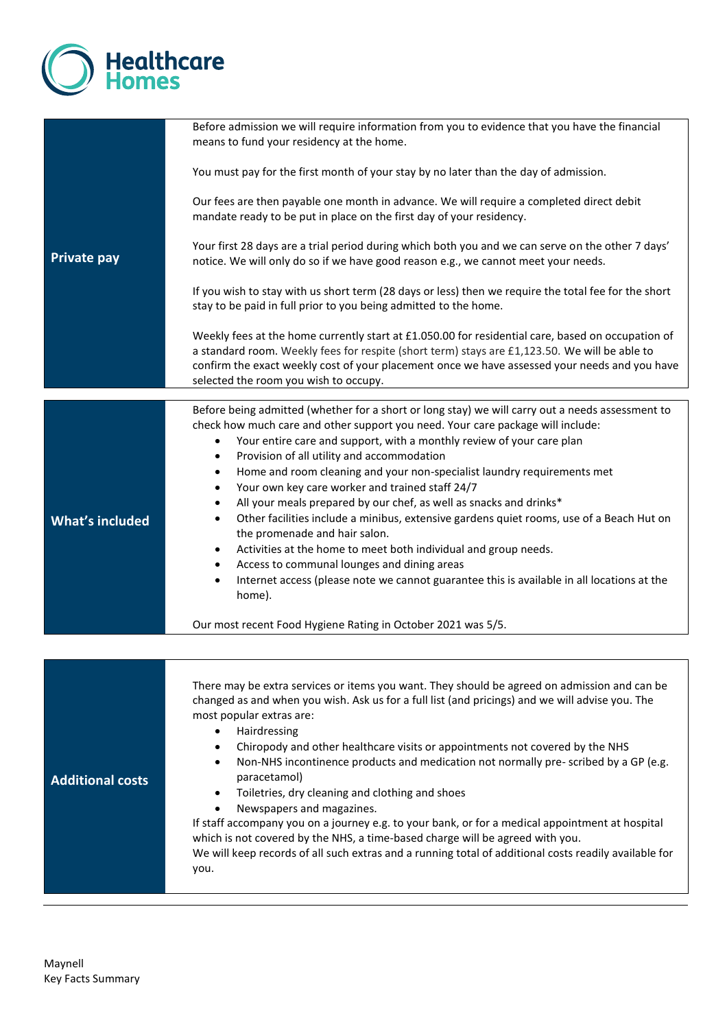| | |
|---|---|
| **Private pay** | Before admission we will require information from you to evidence that you have the financial means to fund your residency at the home.<br><br>You must pay for the first month of your stay by no later than the day of admission.<br><br>Our fees are then payable one month in advance. We will require a completed direct debit mandate ready to be put in place on the first day of your residency.<br><br>Your first 28 days are a trial period during which both you and we can serve on the other 7 days' notice. We will only do so if we have good reason e.g., we cannot meet your needs.<br><br>If you wish to stay with us short term (28 days or less) then we require the total fee for the short stay to be paid in full prior to you being admitted to the home.<br><br>Weekly fees at the home currently start at £1.050.00 for residential care, based on occupation of a standard room. Weekly fees for respite (short term) stays are £1,123.50. We will be able to confirm the exact weekly cost of your placement once we have assessed your needs and you have selected the room you wish to occupy. |
| **What's included** | Before being admitted (whether for a short or long stay) we will carry out a needs assessment to check how much care and other support you need. Your care package will include:<br>• Your entire care and support, with a monthly review of your care plan<br>• Provision of all utility and accommodation<br>• Home and room cleaning and your non-specialist laundry requirements met<br>• Your own key care worker and trained staff 24/7<br>• All your meals prepared by our chef, as well as snacks and drinks*<br>• Other facilities include a minibus, extensive gardens quiet rooms, use of a Beach Hut on the promenade and hair salon.<br>• Activities at the home to meet both individual and group needs.<br>• Access to communal lounges and dining areas<br>• Internet access (please note we cannot guarantee this is available in all locations at the home).<br><br>Our most recent Food Hygiene Rating in October 2021 was 5/5. |
| **Additional costs** | There may be extra services or items you want. They should be agreed on admission and can be changed as and when you wish. Ask us for a full list (and pricings) and we will advise you. The most popular extras are:<br>• Hairdressing<br>• Chiropody and other healthcare visits or appointments not covered by the NHS<br>• Non-NHS incontinence products and medication not normally pre- scribed by a GP (e.g. paracetamol)<br>• Toiletries, dry cleaning and clothing and shoes<br>• Newspapers and magazines.<br>If staff accompany you on a journey e.g. to your bank, or for a medical appointment at hospital which is not covered by the NHS, a time-based charge will be agreed with you.<br>We will keep records of all such extras and a running total of additional costs readily available for you. |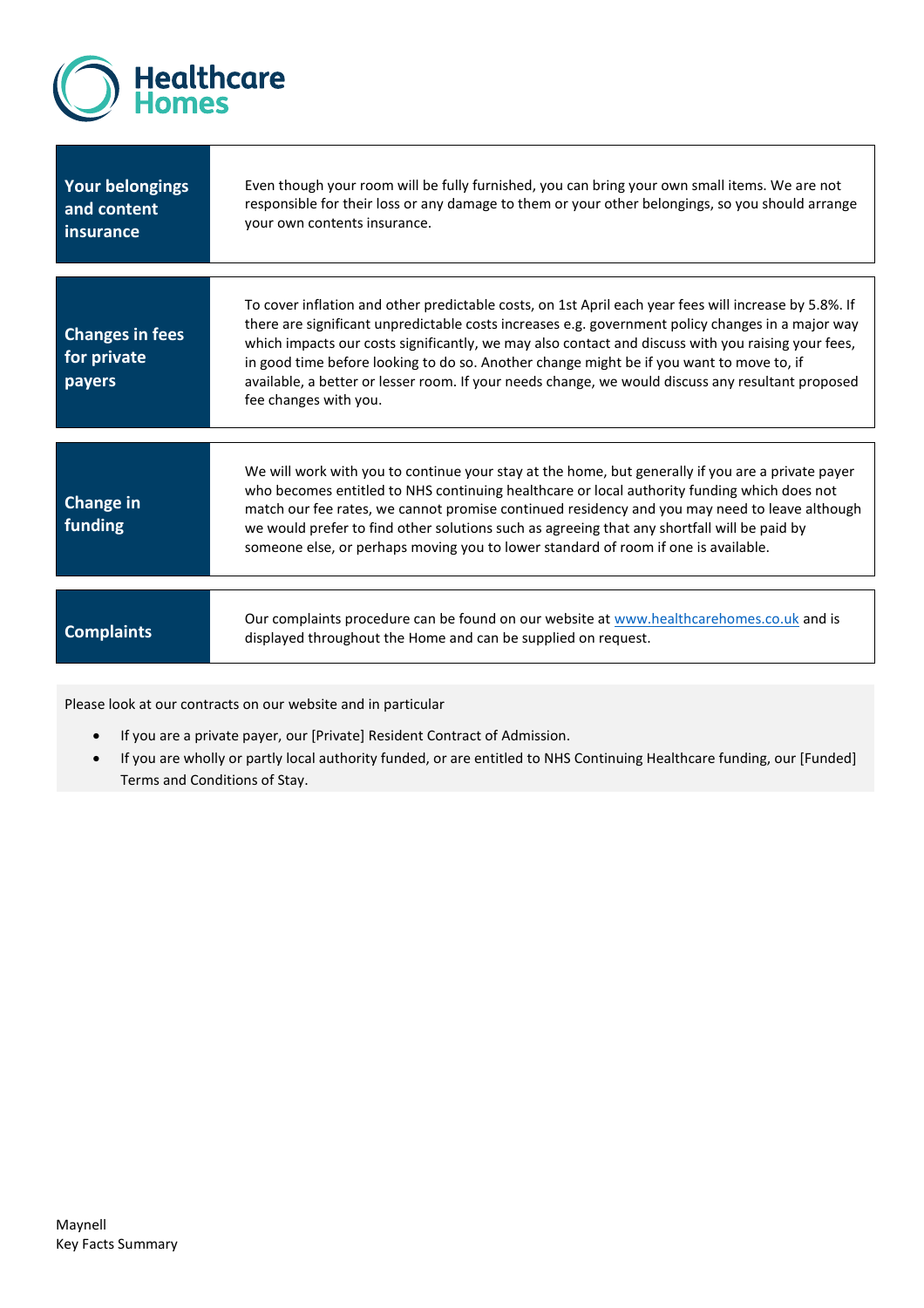| | |
|---|---|
| **Your belongings and content insurance** | Even though your room will be fully furnished, you can bring your own small items. We are not responsible for their loss or any damage to them or your other belongings, so you should arrange your own contents insurance. |
| **Changes in fees for private payers** | To cover inflation and other predictable costs, on 1st April each year fees will increase by 5.8%. If there are significant unpredictable costs increases e.g. government policy changes in a major way which impacts our costs significantly, we may also contact and discuss with you raising your fees, in good time before looking to do so. Another change might be if you want to move to, if available, a better or lesser room. If your needs change, we would discuss any resultant proposed fee changes with you. |
| **Change in funding** | We will work with you to continue your stay at the home, but generally if you are a private payer who becomes entitled to NHS continuing healthcare or local authority funding which does not match our fee rates, we cannot promise continued residency and you may need to leave although we would prefer to find other solutions such as agreeing that any shortfall will be paid by someone else, or perhaps moving you to lower standard of room if one is available. |
| **Complaints** | Our complaints procedure can be found on our website at [www.healthcarehomes.co.uk](http://www.healthcarehomes.co.uk) and is displayed throughout the Home and can be supplied on request. |

Please look at our contracts on our website and in particular

- If you are a private payer, our [Private] Resident Contract of Admission.
- If you are wholly or partly local authority funded, or are entitled to NHS Continuing Healthcare funding, our [Funded] Terms and Conditions of Stay.